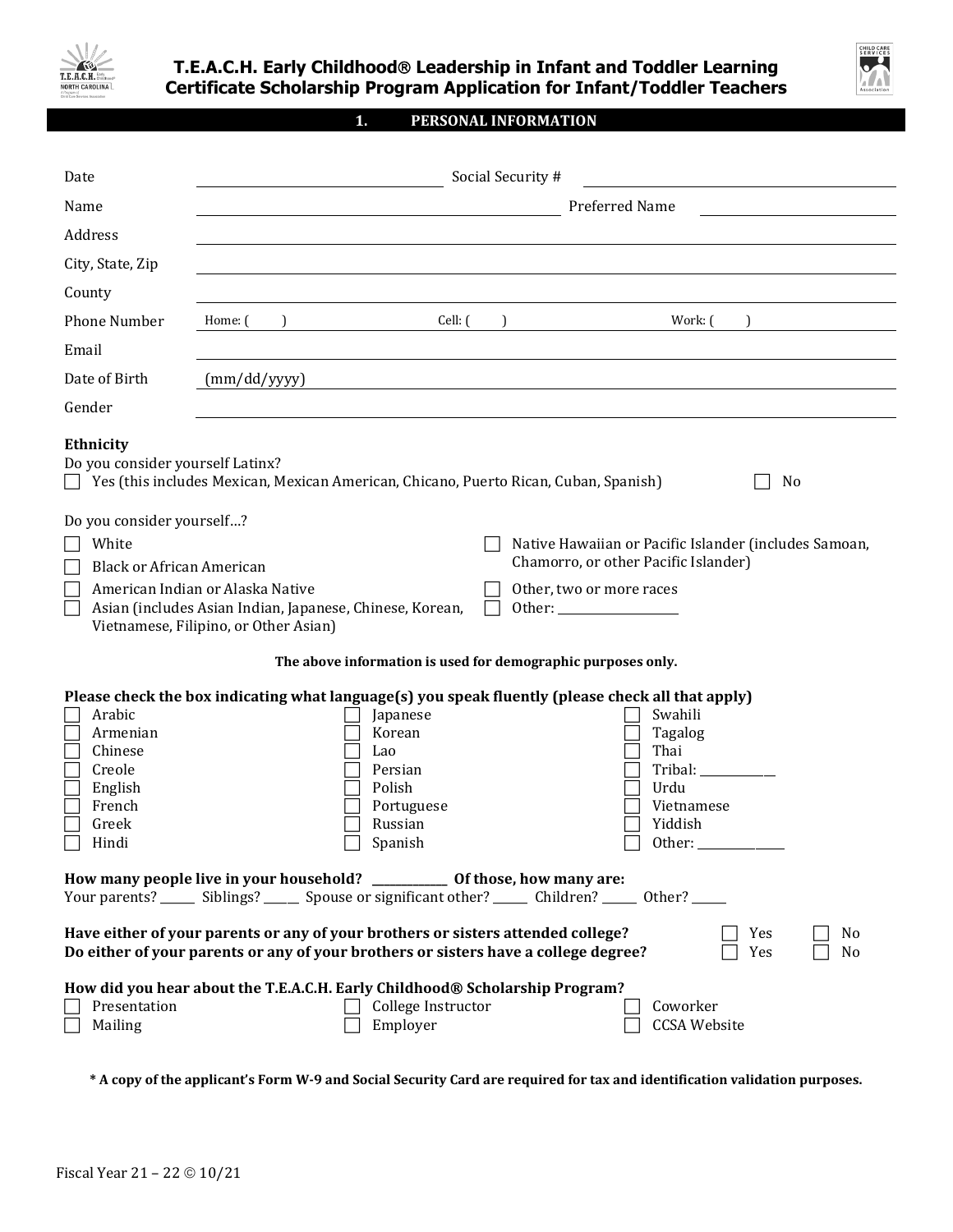# T.E.A.C.H. Early Childhood® Leadership in Infant and Toddler Learning Certificate Scholarship Program Application for Infant/Toddler Teachers

## 1. PERSONAL INFORMATION

Date ______________________ Social Security # ______________________

Name ______________________ Preferred Name ______________________

Address ______________________

City, State, Zip ______________________

County ______________________

Phone Number Home: ( ) Cell: ( ) Work: ( )

Email ______________________

Date of Birth (mm/dd/yyyy)

Gender ______________________

**Ethnicity**

Do you consider yourself Latinx?

☐ Yes (this includes Mexican, Mexican American, Chicano, Puerto Rican, Cuban, Spanish) ☐ No

Do you consider yourself…?

☐ White
☐ Black or African American
☐ American Indian or Alaska Native
☐ Asian (includes Asian Indian, Japanese, Chinese, Korean, Vietnamese, Filipino, or Other Asian)
☐ Native Hawaiian or Pacific Islander (includes Samoan, Chamorro, or other Pacific Islander)
☐ Other, two or more races
☐ Other: ______________

**The above information is used for demographic purposes only.**

**Please check the box indicating what language(s) you speak fluently (please check all that apply)**

☐ Arabic
☐ Armenian
☐ Chinese
☐ Creole
☐ English
☐ French
☐ Greek
☐ Hindi
☐ Japanese
☐ Korean
☐ Lao
☐ Persian
☐ Polish
☐ Portuguese
☐ Russian
☐ Spanish
☐ Swahili
☐ Tagalog
☐ Thai
☐ Tribal: ___________
☐ Urdu
☐ Vietnamese
☐ Yiddish
☐ Other: ___________

**How many people live in your household?** ________ **Of those, how many are:**

Your parents? _____ Siblings? _____ Spouse or significant other? _____ Children? _____ Other? _____

**Have either of your parents or any of your brothers or sisters attended college?** ☐ Yes ☐ No

**Do either of your parents or any of your brothers or sisters have a college degree?** ☐ Yes ☐ No

**How did you hear about the T.E.A.C.H. Early Childhood® Scholarship Program?**

☐ Presentation
☐ Mailing
☐ College Instructor
☐ Employer
☐ Coworker
☐ CCSA Website

**\* A copy of the applicant's Form W-9 and Social Security Card are required for tax and identification validation purposes.**

Fiscal Year 21 – 22 © 10/21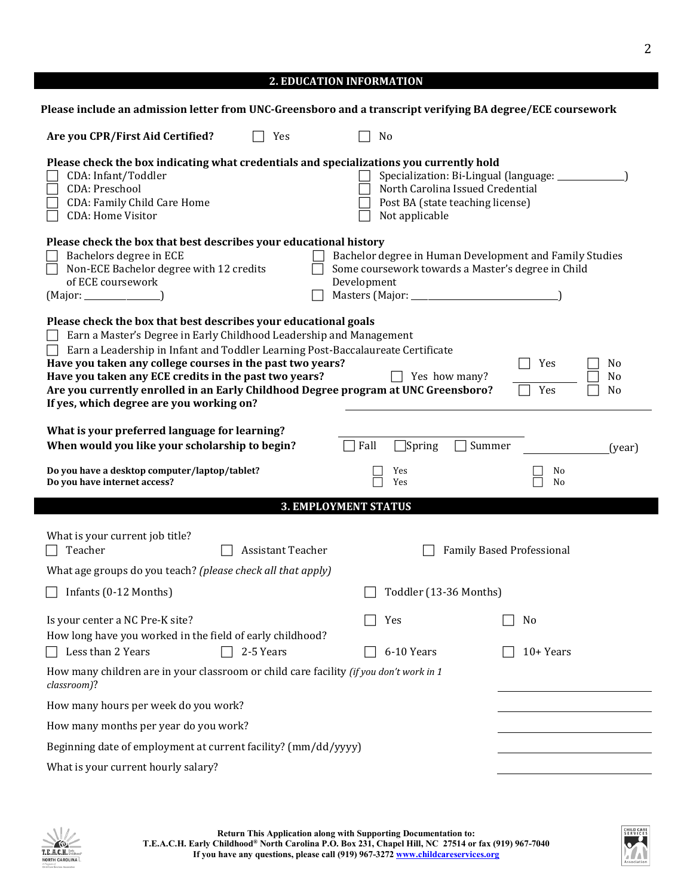## 2. EDUCATION INFORMATION

**Please include an admission letter from UNC-Greensboro and a transcript verifying BA degree/ECE coursework**

**Are you CPR/First Aid Certified?** ☐ Yes ☐ No

**Please check the box indicating what credentials and specializations you currently hold**

- ☐ CDA: Infant/Toddler
- ☐ CDA: Preschool
- ☐ CDA: Family Child Care Home
- ☐ CDA: Home Visitor
- ☐ Specialization: Bi-Lingual (language: ______________)
- ☐ North Carolina Issued Credential
- ☐ Post BA (state teaching license)
- ☐ Not applicable

**Please check the box that best describes your educational history**

- ☐ Bachelors degree in ECE
- ☐ Non-ECE Bachelor degree with 12 credits of ECE coursework (Major: ________________)
- ☐ Bachelor degree in Human Development and Family Studies
- ☐ Some coursework towards a Master's degree in Child Development
- ☐ Masters (Major: ______________________________)

**Please check the box that best describes your educational goals**

- ☐ Earn a Master's Degree in Early Childhood Leadership and Management
- ☐ Earn a Leadership in Infant and Toddler Learning Post-Baccalaureate Certificate

**Have you taken any college courses in the past two years?** ☐ Yes ☐ No

**Have you taken any ECE credits in the past two years?** ☐ Yes how many? __________ ☐ No

**Are you currently enrolled in an Early Childhood Degree program at UNC Greensboro?** ☐ Yes ☐ No

**If yes, which degree are you working on?** ______________________________

**What is your preferred language for learning?** ______________________________

**When would you like your scholarship to begin?** ☐ Fall ☐ Spring ☐ Summer ______________ (year)

**Do you have a desktop computer/laptop/tablet?** ☐ Yes ☐ No

**Do you have internet access?** ☐ Yes ☐ No

## 3. EMPLOYMENT STATUS

What is your current job title?

☐ Teacher ☐ Assistant Teacher ☐ Family Based Professional

What age groups do you teach? *(please check all that apply)*

☐ Infants (0-12 Months) ☐ Toddler (13-36 Months)

Is your center a NC Pre-K site? ☐ Yes ☐ No

How long have you worked in the field of early childhood?

☐ Less than 2 Years ☐ 2-5 Years ☐ 6-10 Years ☐ 10+ Years

How many children are in your classroom or child care facility *(if you don't work in 1 classroom)*? ______________________________

How many hours per week do you work? ______________________________

How many months per year do you work? ______________________________

Beginning date of employment at current facility? (mm/dd/yyyy) ______________________________

What is your current hourly salary? ______________________________

**Return This Application along with Supporting Documentation to:**
**T.E.A.C.H. Early Childhood® North Carolina P.O. Box 231, Chapel Hill, NC 27514 or fax (919) 967-7040**
**If you have any questions, please call (919) 967-3272 www.childcareservices.org**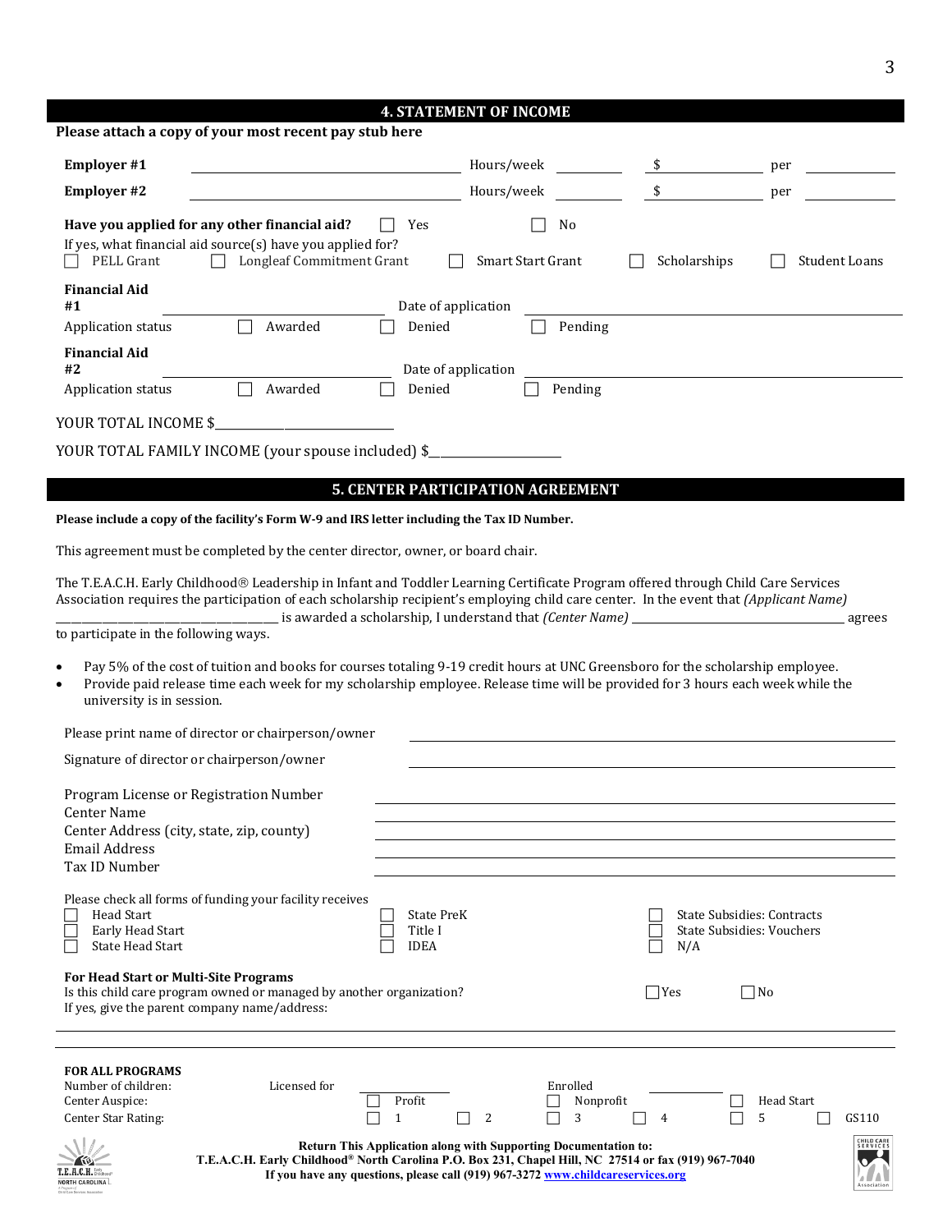## 4. STATEMENT OF INCOME

**Please attach a copy of your most recent pay stub here**

**Employer #1** ______________________ Hours/week ________ $ __________ per ________

**Employer #2** ______________________ Hours/week ________ $ __________ per ________

**Have you applied for any other financial aid?** ☐ Yes ☐ No

If yes, what financial aid source(s) have you applied for?

☐ PELL Grant ☐ Longleaf Commitment Grant ☐ Smart Start Grant ☐ Scholarships ☐ Student Loans

**Financial Aid #1** ______________________ Date of application ______________________

Application status ☐ Awarded ☐ Denied ☐ Pending

**Financial Aid #2** ______________________ Date of application ______________________

Application status ☐ Awarded ☐ Denied ☐ Pending

YOUR TOTAL INCOME $______________________

YOUR TOTAL FAMILY INCOME (your spouse included) $______________________

## 5. CENTER PARTICIPATION AGREEMENT

**Please include a copy of the facility's Form W-9 and IRS letter including the Tax ID Number.**

This agreement must be completed by the center director, owner, or board chair.

The T.E.A.C.H. Early Childhood® Leadership in Infant and Toddler Learning Certificate Program offered through Child Care Services Association requires the participation of each scholarship recipient's employing child care center. In the event that *(Applicant Name)* ______________________ is awarded a scholarship, I understand that *(Center Name)* ______________________ agrees to participate in the following ways.

- Pay 5% of the cost of tuition and books for courses totaling 9-19 credit hours at UNC Greensboro for the scholarship employee.
- Provide paid release time each week for my scholarship employee. Release time will be provided for 3 hours each week while the university is in session.

Please print name of director or chairperson/owner ______________________

Signature of director or chairperson/owner ______________________

Program License or Registration Number ______________________

Center Name ______________________

Center Address (city, state, zip, county) ______________________

Email Address ______________________

Tax ID Number ______________________

Please check all forms of funding your facility receives

☐ Head Start ☐ State PreK ☐ State Subsidies: Contracts

☐ Early Head Start ☐ Title I ☐ State Subsidies: Vouchers

☐ State Head Start ☐ IDEA ☐ N/A

**For Head Start or Multi-Site Programs**

Is this child care program owned or managed by another organization? ☐ Yes ☐ No

If yes, give the parent company name/address:

______________________

______________________

**FOR ALL PROGRAMS**

Number of children: Licensed for ________ Enrolled ________

Center Auspice: ☐ Profit ☐ Nonprofit ☐ Head Start

Center Star Rating: ☐ 1 ☐ 2 ☐ 3 ☐ 4 ☐ 5 ☐ GS110

**Return This Application along with Supporting Documentation to:**
**T.E.A.C.H. Early Childhood® North Carolina P.O. Box 231, Chapel Hill, NC 27514 or fax (919) 967-7040**
**If you have any questions, please call (919) 967-3272 www.childcareservices.org**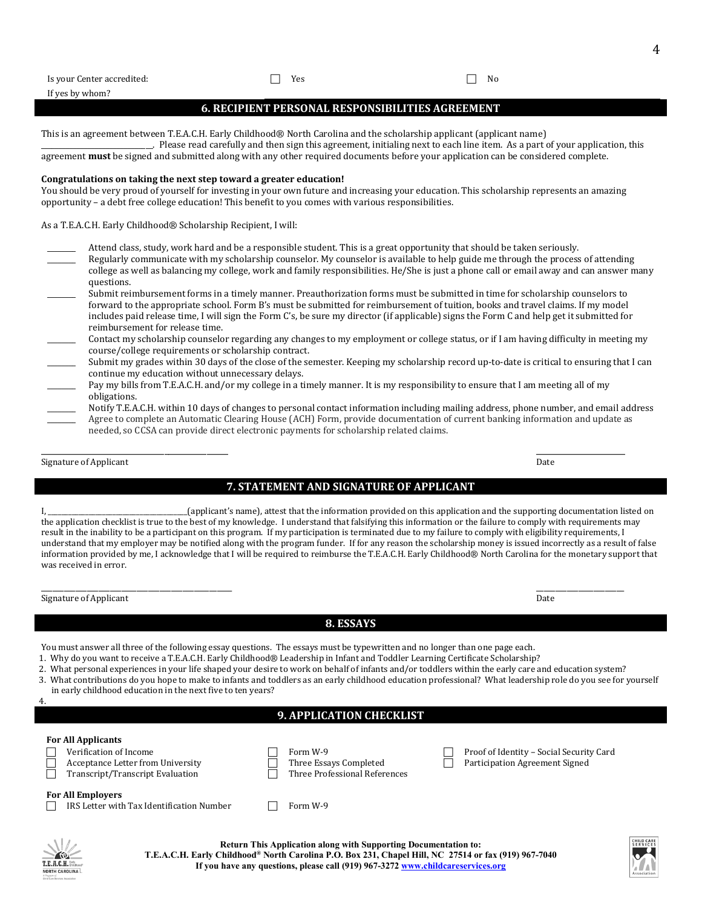Is your Center accredited: ☐ Yes ☐ No

If yes by whom?

## 6. RECIPIENT PERSONAL RESPONSIBILITIES AGREEMENT

This is an agreement between T.E.A.C.H. Early Childhood® North Carolina and the scholarship applicant (applicant name) ______________________________. Please read carefully and then sign this agreement, initialing next to each line item. As a part of your application, this agreement **must** be signed and submitted along with any other required documents before your application can be considered complete.

**Congratulations on taking the next step toward a greater education!**

You should be very proud of yourself for investing in your own future and increasing your education. This scholarship represents an amazing opportunity – a debt free college education! This benefit to you comes with various responsibilities.

As a T.E.A.C.H. Early Childhood® Scholarship Recipient, I will:

_______ Attend class, study, work hard and be a responsible student. This is a great opportunity that should be taken seriously.

_______ Regularly communicate with my scholarship counselor. My counselor is available to help guide me through the process of attending college as well as balancing my college, work and family responsibilities. He/She is just a phone call or email away and can answer many questions.

_______ Submit reimbursement forms in a timely manner. Preauthorization forms must be submitted in time for scholarship counselors to forward to the appropriate school. Form B's must be submitted for reimbursement of tuition, books and travel claims. If my model includes paid release time, I will sign the Form C's, be sure my director (if applicable) signs the Form C and help get it submitted for reimbursement for release time.

_______ Contact my scholarship counselor regarding any changes to my employment or college status, or if I am having difficulty in meeting my course/college requirements or scholarship contract.

_______ Submit my grades within 30 days of the close of the semester. Keeping my scholarship record up-to-date is critical to ensuring that I can continue my education without unnecessary delays.

_______ Pay my bills from T.E.A.C.H. and/or my college in a timely manner. It is my responsibility to ensure that I am meeting all of my obligations.

_______ Notify T.E.A.C.H. within 10 days of changes to personal contact information including mailing address, phone number, and email address

_______ Agree to complete an Automatic Clearing House (ACH) Form, provide documentation of current banking information and update as needed, so CCSA can provide direct electronic payments for scholarship related claims.

_______________________________________________ ________________________

Signature of Applicant Date

## 7. STATEMENT AND SIGNATURE OF APPLICANT

I, _______________________________________(applicant's name), attest that the information provided on this application and the supporting documentation listed on the application checklist is true to the best of my knowledge. I understand that falsifying this information or the failure to comply with requirements may result in the inability to be a participant on this program. If my participation is terminated due to my failure to comply with eligibility requirements, I understand that my employer may be notified along with the program funder. If for any reason the scholarship money is issued incorrectly as a result of false information provided by me, I acknowledge that I will be required to reimburse the T.E.A.C.H. Early Childhood® North Carolina for the monetary support that was received in error.

_______________________________________________ ________________________

Signature of Applicant Date

## 8. ESSAYS

You must answer all three of the following essay questions. The essays must be typewritten and no longer than one page each.

1. Why do you want to receive a T.E.A.C.H. Early Childhood® Leadership in Infant and Toddler Learning Certificate Scholarship?
2. What personal experiences in your life shaped your desire to work on behalf of infants and/or toddlers within the early care and education system?
3. What contributions do you hope to make to infants and toddlers as an early childhood education professional? What leadership role do you see for yourself in early childhood education in the next five to ten years?
4.

## 9. APPLICATION CHECKLIST

**For All Applicants**

- ☐ Verification of Income
- ☐ Acceptance Letter from University
- ☐ Transcript/Transcript Evaluation
- ☐ Form W-9
- ☐ Three Essays Completed
- ☐ Three Professional References
- ☐ Proof of Identity – Social Security Card
- ☐ Participation Agreement Signed

**For All Employers**

- ☐ IRS Letter with Tax Identification Number
- ☐ Form W-9

**Return This Application along with Supporting Documentation to:**
**T.E.A.C.H. Early Childhood® North Carolina P.O. Box 231, Chapel Hill, NC 27514 or fax (919) 967-7040**
**If you have any questions, please call (919) 967-3272 www.childcareservices.org**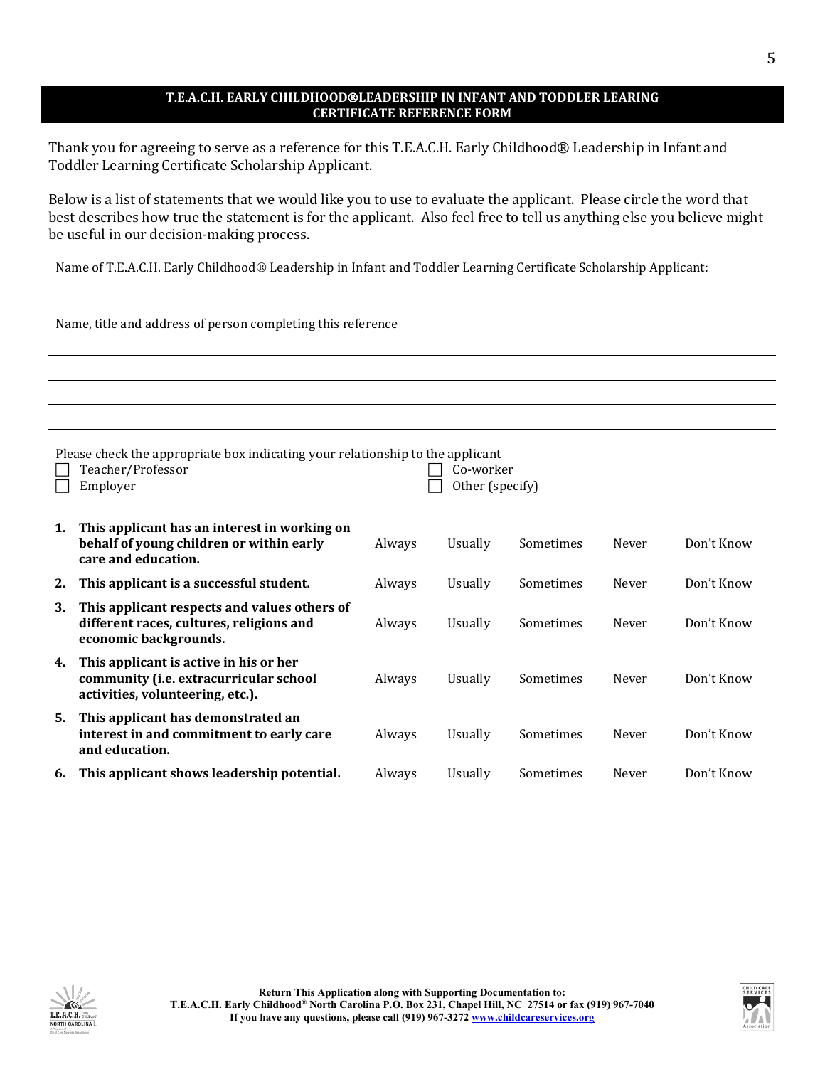## T.E.A.C.H. EARLY CHILDHOOD®LEADERSHIP IN INFANT AND TODDLER LEARING CERTIFICATE REFERENCE FORM

Thank you for agreeing to serve as a reference for this T.E.A.C.H. Early Childhood® Leadership in Infant and Toddler Learning Certificate Scholarship Applicant.

Below is a list of statements that we would like you to use to evaluate the applicant. Please circle the word that best describes how true the statement is for the applicant. Also feel free to tell us anything else you believe might be useful in our decision-making process.

Name of T.E.A.C.H. Early Childhood® Leadership in Infant and Toddler Learning Certificate Scholarship Applicant:

______________________________________________________________________

Name, title and address of person completing this reference

______________________________________________________________________

______________________________________________________________________

______________________________________________________________________

______________________________________________________________________

Please check the appropriate box indicating your relationship to the applicant

- ☐ Teacher/Professor
- ☐ Employer
- ☐ Co-worker
- ☐ Other (specify)

| | | | | | | |
|---|---|---|---|---|---|---|
| 1. | **This applicant has an interest in working on behalf of young children or within early care and education.** | Always | Usually | Sometimes | Never | Don't Know |
| 2. | **This applicant is a successful student.** | Always | Usually | Sometimes | Never | Don't Know |
| 3. | **This applicant respects and values others of different races, cultures, religions and economic backgrounds.** | Always | Usually | Sometimes | Never | Don't Know |
| 4. | **This applicant is active in his or her community (i.e. extracurricular school activities, volunteering, etc.).** | Always | Usually | Sometimes | Never | Don't Know |
| 5. | **This applicant has demonstrated an interest in and commitment to early care and education.** | Always | Usually | Sometimes | Never | Don't Know |
| 6. | **This applicant shows leadership potential.** | Always | Usually | Sometimes | Never | Don't Know |

**Return This Application along with Supporting Documentation to:**
**T.E.A.C.H. Early Childhood® North Carolina P.O. Box 231, Chapel Hill, NC 27514 or fax (919) 967-7040**
**If you have any questions, please call (919) 967-3272 www.childcareservices.org**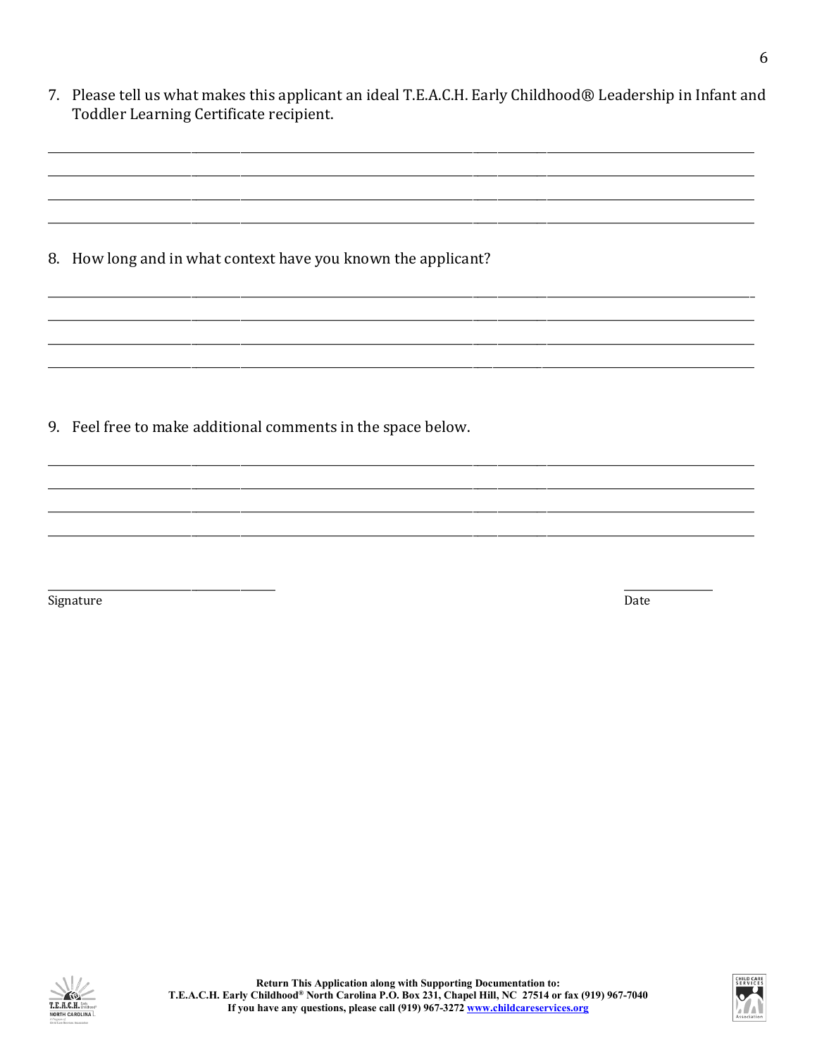7. Please tell us what makes this applicant an ideal T.E.A.C.H. Early Childhood® Leadership in Infant and Toddler Learning Certificate recipient.

_______________________________________________________________________________________________
_______________________________________________________________________________________________
_______________________________________________________________________________________________
_______________________________________________________________________________________________

8. How long and in what context have you known the applicant?

_______________________________________________________________________________________________
_______________________________________________________________________________________________
_______________________________________________________________________________________________
_______________________________________________________________________________________________

9. Feel free to make additional comments in the space below.

_______________________________________________________________________________________________
_______________________________________________________________________________________________
_______________________________________________________________________________________________
_______________________________________________________________________________________________

______________________________ ______________

Signature Date

**Return This Application along with Supporting Documentation to:**
**T.E.A.C.H. Early Childhood® North Carolina P.O. Box 231, Chapel Hill, NC 27514 or fax (919) 967-7040**
**If you have any questions, please call (919) 967-3272 www.childcareservices.org**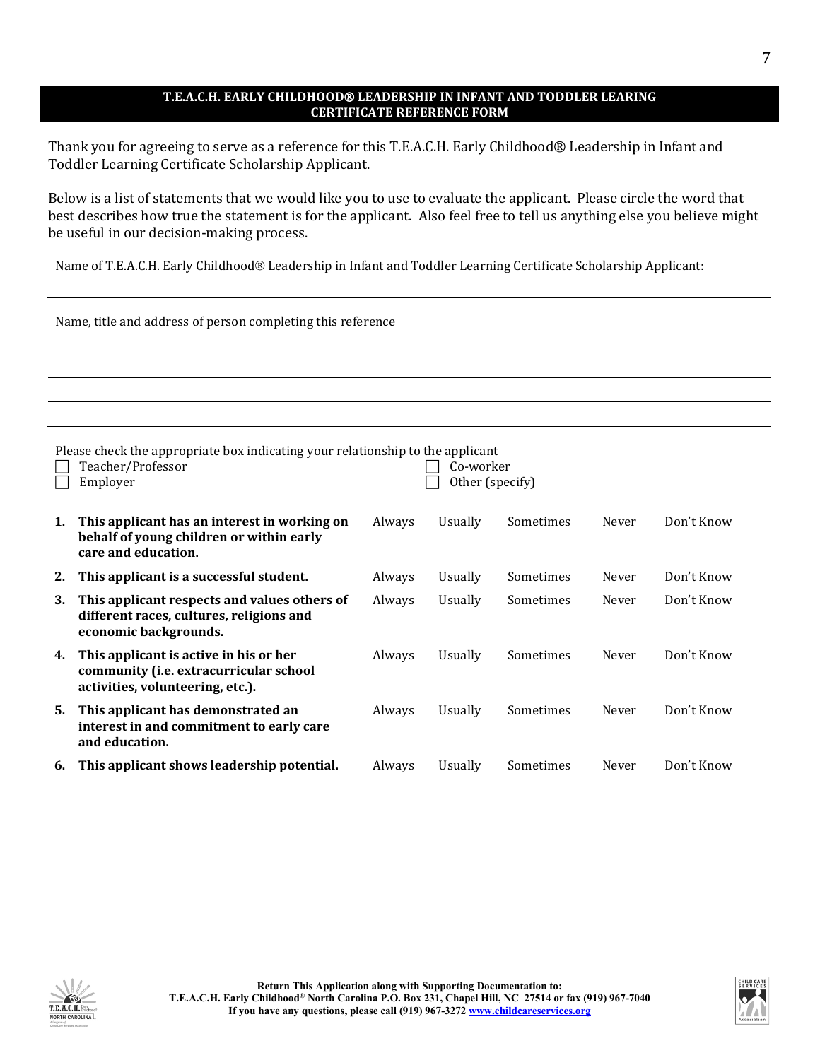## T.E.A.C.H. EARLY CHILDHOOD® LEADERSHIP IN INFANT AND TODDLER LEARING CERTIFICATE REFERENCE FORM

Thank you for agreeing to serve as a reference for this T.E.A.C.H. Early Childhood® Leadership in Infant and Toddler Learning Certificate Scholarship Applicant.

Below is a list of statements that we would like you to use to evaluate the applicant. Please circle the word that best describes how true the statement is for the applicant. Also feel free to tell us anything else you believe might be useful in our decision-making process.

Name of T.E.A.C.H. Early Childhood® Leadership in Infant and Toddler Learning Certificate Scholarship Applicant:

______________________________________________________________________

Name, title and address of person completing this reference

______________________________________________________________________

______________________________________________________________________

______________________________________________________________________

______________________________________________________________________

Please check the appropriate box indicating your relationship to the applicant

- ☐ Teacher/Professor
- ☐ Employer
- ☐ Co-worker
- ☐ Other (specify)

| | | | | | | |
|---|---|---|---|---|---|---|
| **1.** | **This applicant has an interest in working on behalf of young children or within early care and education.** | Always | Usually | Sometimes | Never | Don't Know |
| **2.** | **This applicant is a successful student.** | Always | Usually | Sometimes | Never | Don't Know |
| **3.** | **This applicant respects and values others of different races, cultures, religions and economic backgrounds.** | Always | Usually | Sometimes | Never | Don't Know |
| **4.** | **This applicant is active in his or her community (i.e. extracurricular school activities, volunteering, etc.).** | Always | Usually | Sometimes | Never | Don't Know |
| **5.** | **This applicant has demonstrated an interest in and commitment to early care and education.** | Always | Usually | Sometimes | Never | Don't Know |
| **6.** | **This applicant shows leadership potential.** | Always | Usually | Sometimes | Never | Don't Know |

**Return This Application along with Supporting Documentation to:**
**T.E.A.C.H. Early Childhood® North Carolina P.O. Box 231, Chapel Hill, NC 27514 or fax (919) 967-7040**
**If you have any questions, please call (919) 967-3272 www.childcareservices.org**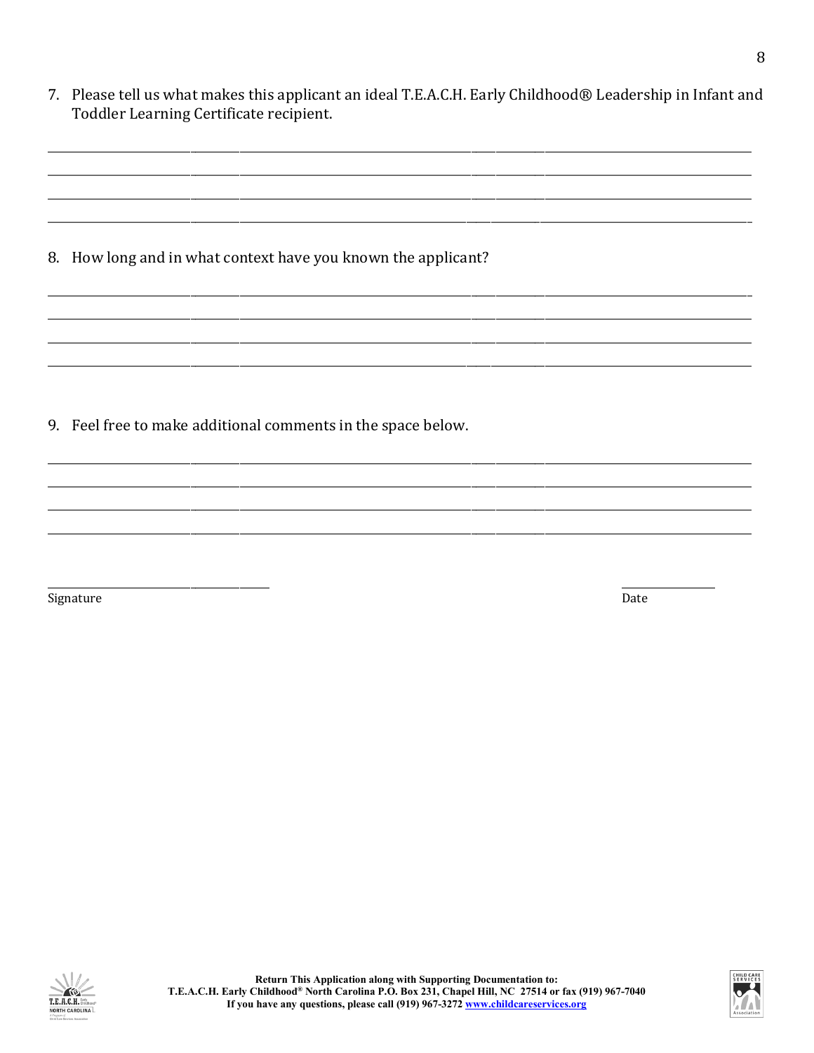7. Please tell us what makes this applicant an ideal T.E.A.C.H. Early Childhood® Leadership in Infant and Toddler Learning Certificate recipient.

_______________________________________________________________________________________________

_______________________________________________________________________________________________

_______________________________________________________________________________________________

_______________________________________________________________________________________________

8. How long and in what context have you known the applicant?

_______________________________________________________________________________________________

_______________________________________________________________________________________________

_______________________________________________________________________________________________

_______________________________________________________________________________________________

9. Feel free to make additional comments in the space below.

_______________________________________________________________________________________________

_______________________________________________________________________________________________

_______________________________________________________________________________________________

_______________________________________________________________________________________________

______________________________ ______________

Signature Date

**Return This Application along with Supporting Documentation to:**
**T.E.A.C.H. Early Childhood® North Carolina P.O. Box 231, Chapel Hill, NC 27514 or fax (919) 967-7040**
**If you have any questions, please call (919) 967-3272 www.childcareservices.org**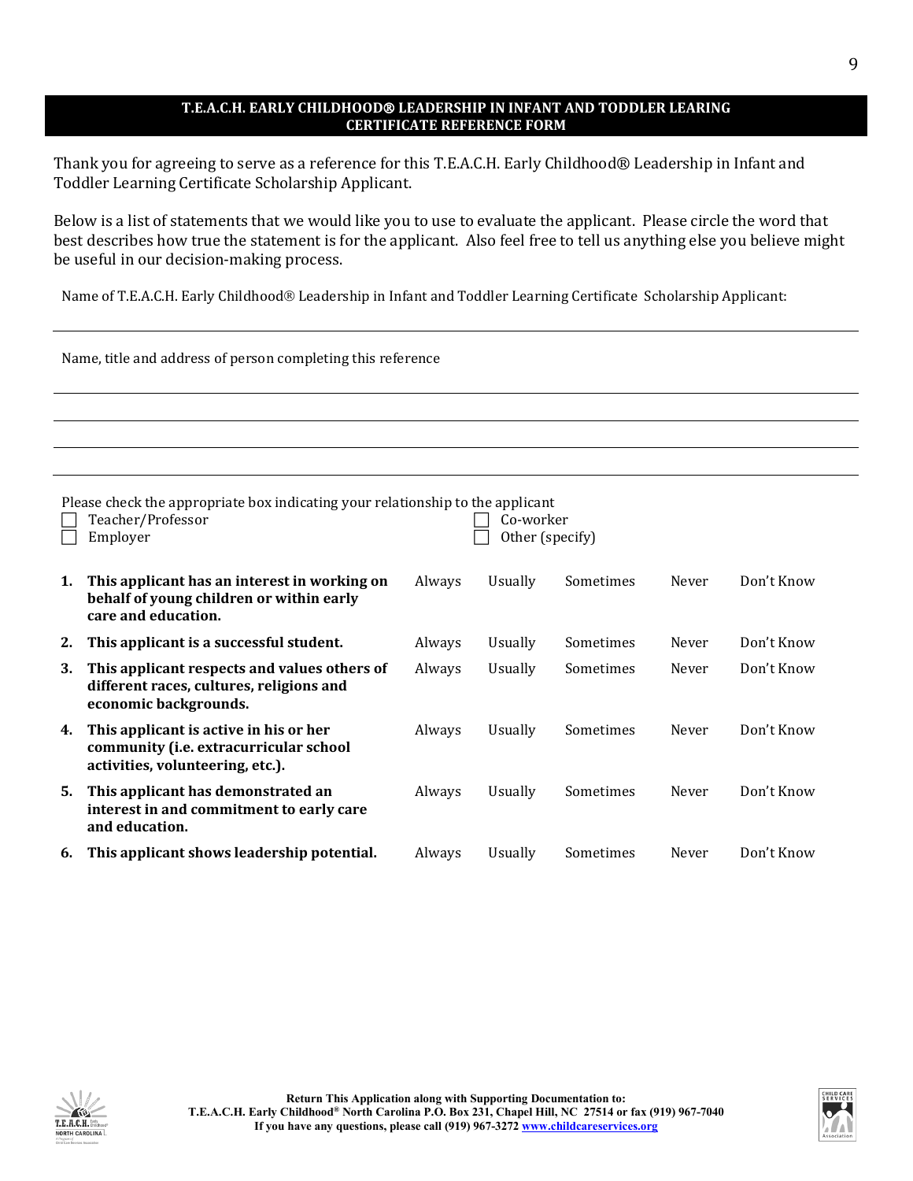# T.E.A.C.H. EARLY CHILDHOOD® LEADERSHIP IN INFANT AND TODDLER LEARING CERTIFICATE REFERENCE FORM

Thank you for agreeing to serve as a reference for this T.E.A.C.H. Early Childhood® Leadership in Infant and Toddler Learning Certificate Scholarship Applicant.

Below is a list of statements that we would like you to use to evaluate the applicant. Please circle the word that best describes how true the statement is for the applicant. Also feel free to tell us anything else you believe might be useful in our decision-making process.

Name of T.E.A.C.H. Early Childhood® Leadership in Infant and Toddler Learning Certificate Scholarship Applicant:

______________________________________________________________________

Name, title and address of person completing this reference

______________________________________________________________________

______________________________________________________________________

______________________________________________________________________

______________________________________________________________________

Please check the appropriate box indicating your relationship to the applicant

☐ Teacher/Professor ☐ Co-worker

☐ Employer ☐ Other (specify)

| | | | | | | |
|---|---|---|---|---|---|---|
| **1.** | **This applicant has an interest in working on behalf of young children or within early care and education.** | Always | Usually | Sometimes | Never | Don't Know |
| **2.** | **This applicant is a successful student.** | Always | Usually | Sometimes | Never | Don't Know |
| **3.** | **This applicant respects and values others of different races, cultures, religions and economic backgrounds.** | Always | Usually | Sometimes | Never | Don't Know |
| **4.** | **This applicant is active in his or her community (i.e. extracurricular school activities, volunteering, etc.).** | Always | Usually | Sometimes | Never | Don't Know |
| **5.** | **This applicant has demonstrated an interest in and commitment to early care and education.** | Always | Usually | Sometimes | Never | Don't Know |
| **6.** | **This applicant shows leadership potential.** | Always | Usually | Sometimes | Never | Don't Know |

**Return This Application along with Supporting Documentation to:**
**T.E.A.C.H. Early Childhood® North Carolina P.O. Box 231, Chapel Hill, NC 27514 or fax (919) 967-7040**
**If you have any questions, please call (919) 967-3272 www.childcareservices.org**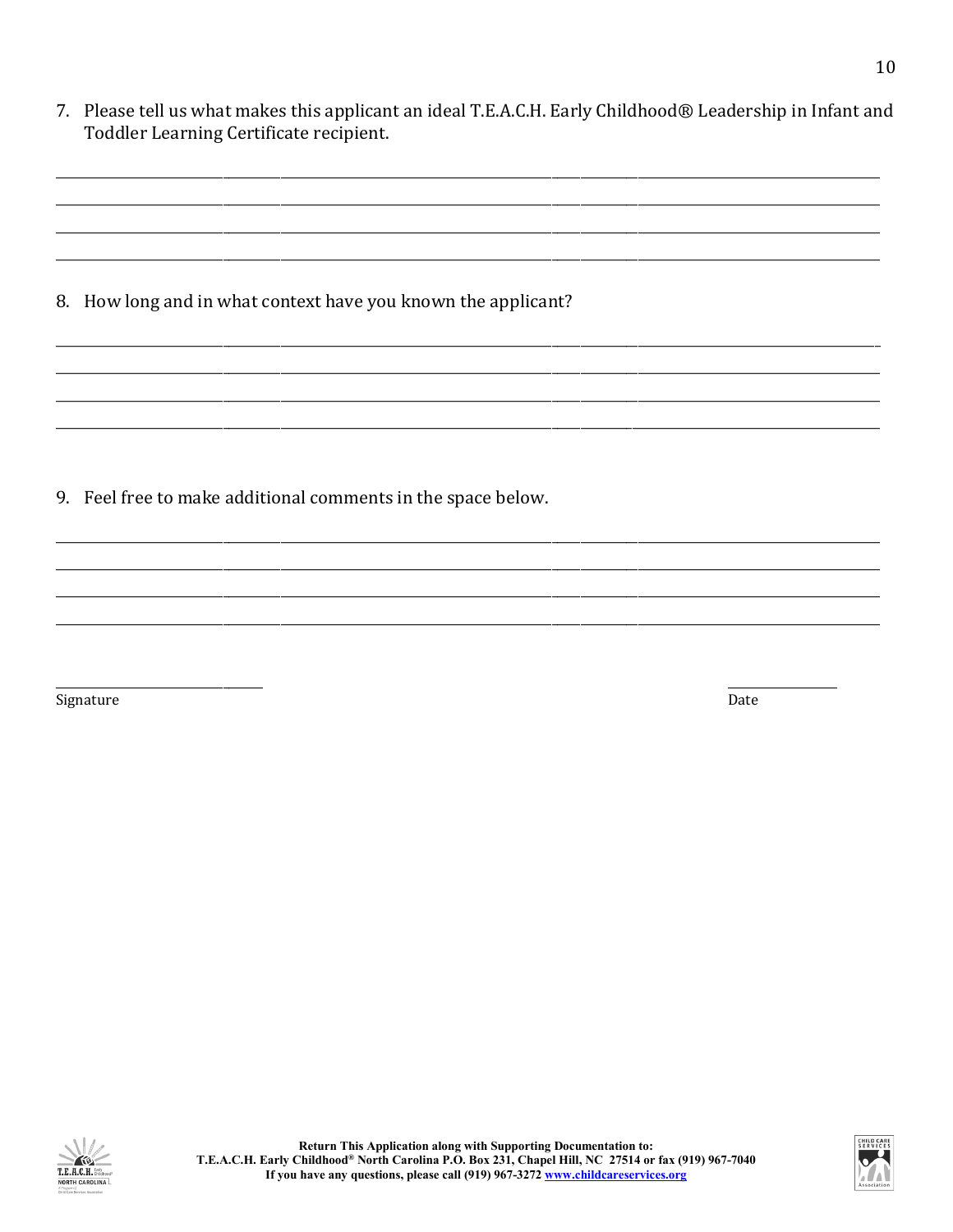7. Please tell us what makes this applicant an ideal T.E.A.C.H. Early Childhood® Leadership in Infant and Toddler Learning Certificate recipient.

______________________________________________________________________________________________

______________________________________________________________________________________________

______________________________________________________________________________________________

______________________________________________________________________________________________

8. How long and in what context have you known the applicant?

______________________________________________________________________________________________

______________________________________________________________________________________________

______________________________________________________________________________________________

______________________________________________________________________________________________

9. Feel free to make additional comments in the space below.

______________________________________________________________________________________________

______________________________________________________________________________________________

______________________________________________________________________________________________

______________________________________________________________________________________________

______________________________ ______________

Signature Date

**Return This Application along with Supporting Documentation to:**
**T.E.A.C.H. Early Childhood® North Carolina P.O. Box 231, Chapel Hill, NC 27514 or fax (919) 967-7040**
**If you have any questions, please call (919) 967-3272 www.childcareservices.org**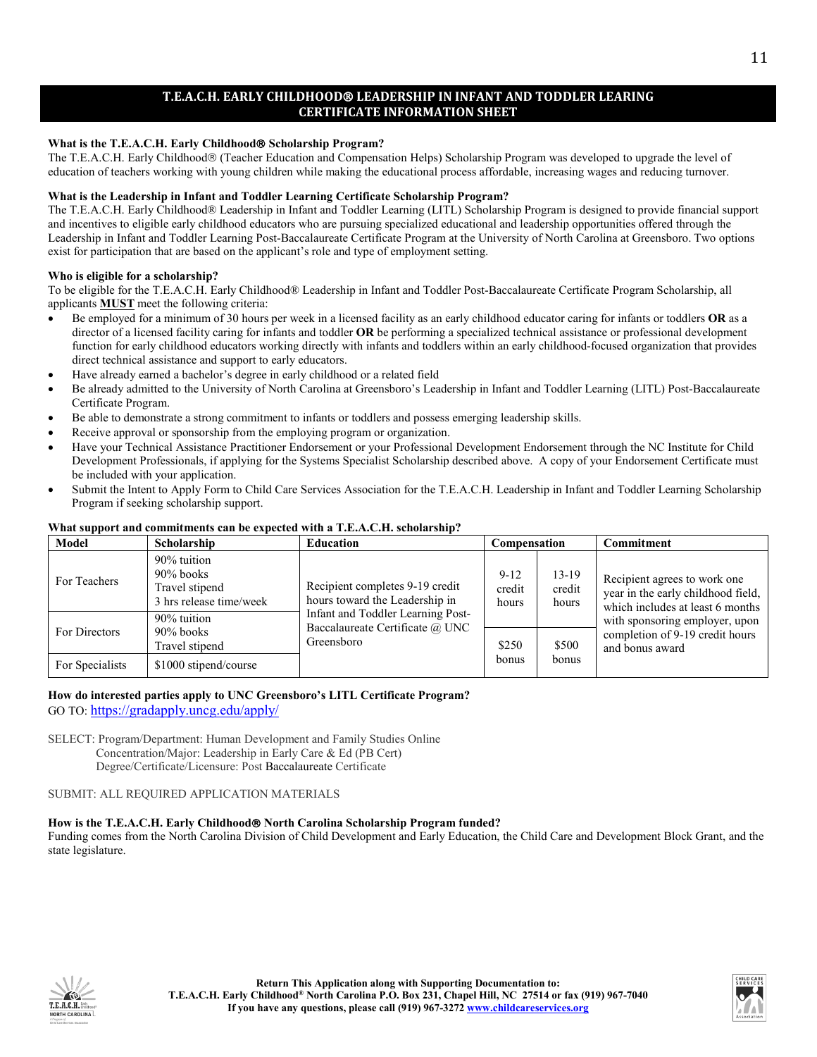# T.E.A.C.H. EARLY CHILDHOOD® LEADERSHIP IN INFANT AND TODDLER LEARING CERTIFICATE INFORMATION SHEET

**What is the T.E.A.C.H. Early Childhood® Scholarship Program?**

The T.E.A.C.H. Early Childhood® (Teacher Education and Compensation Helps) Scholarship Program was developed to upgrade the level of education of teachers working with young children while making the educational process affordable, increasing wages and reducing turnover.

**What is the Leadership in Infant and Toddler Learning Certificate Scholarship Program?**

The T.E.A.C.H. Early Childhood® Leadership in Infant and Toddler Learning (LITL) Scholarship Program is designed to provide financial support and incentives to eligible early childhood educators who are pursuing specialized educational and leadership opportunities offered through the Leadership in Infant and Toddler Learning Post-Baccalaureate Certificate Program at the University of North Carolina at Greensboro. Two options exist for participation that are based on the applicant's role and type of employment setting.

**Who is eligible for a scholarship?**

To be eligible for the T.E.A.C.H. Early Childhood® Leadership in Infant and Toddler Post-Baccalaureate Certificate Program Scholarship, all applicants **MUST** meet the following criteria:

- Be employed for a minimum of 30 hours per week in a licensed facility as an early childhood educator caring for infants or toddlers **OR** as a director of a licensed facility caring for infants and toddler **OR** be performing a specialized technical assistance or professional development function for early childhood educators working directly with infants and toddlers within an early childhood-focused organization that provides direct technical assistance and support to early educators.
- Have already earned a bachelor's degree in early childhood or a related field
- Be already admitted to the University of North Carolina at Greensboro's Leadership in Infant and Toddler Learning (LITL) Post-Baccalaureate Certificate Program.
- Be able to demonstrate a strong commitment to infants or toddlers and possess emerging leadership skills.
- Receive approval or sponsorship from the employing program or organization.
- Have your Technical Assistance Practitioner Endorsement or your Professional Development Endorsement through the NC Institute for Child Development Professionals, if applying for the Systems Specialist Scholarship described above. A copy of your Endorsement Certificate must be included with your application.
- Submit the Intent to Apply Form to Child Care Services Association for the T.E.A.C.H. Leadership in Infant and Toddler Learning Scholarship Program if seeking scholarship support.

**What support and commitments can be expected with a T.E.A.C.H. scholarship?**

| Model | Scholarship | Education | Compensation | | Commitment |
|---|---|---|---|---|---|
| For Teachers | 90% tuition<br>90% books<br>Travel stipend<br>3 hrs release time/week | Recipient completes 9-19 credit hours toward the Leadership in Infant and Toddler Learning Post-Baccalaureate Certificate @ UNC Greensboro | 9-12 credit hours | 13-19 credit hours | Recipient agrees to work one year in the early childhood field, which includes at least 6 months with sponsoring employer, upon completion of 9-19 credit hours and bonus award |
| For Directors | 90% tuition<br>90% books<br>Travel stipend | | $250 bonus | $500 bonus | |
| For Specialists | $1000 stipend/course | | | | |

**How do interested parties apply to UNC Greensboro's LITL Certificate Program?**

GO TO: https://gradapply.uncg.edu/apply/

SELECT: Program/Department: Human Development and Family Studies Online
Concentration/Major: Leadership in Early Care & Ed (PB Cert)
Degree/Certificate/Licensure: Post Baccalaureate Certificate

SUBMIT: ALL REQUIRED APPLICATION MATERIALS

**How is the T.E.A.C.H. Early Childhood® North Carolina Scholarship Program funded?**

Funding comes from the North Carolina Division of Child Development and Early Education, the Child Care and Development Block Grant, and the state legislature.

**Return This Application along with Supporting Documentation to:**
**T.E.A.C.H. Early Childhood® North Carolina P.O. Box 231, Chapel Hill, NC 27514 or fax (919) 967-7040**
**If you have any questions, please call (919) 967-3272 www.childcareservices.org**